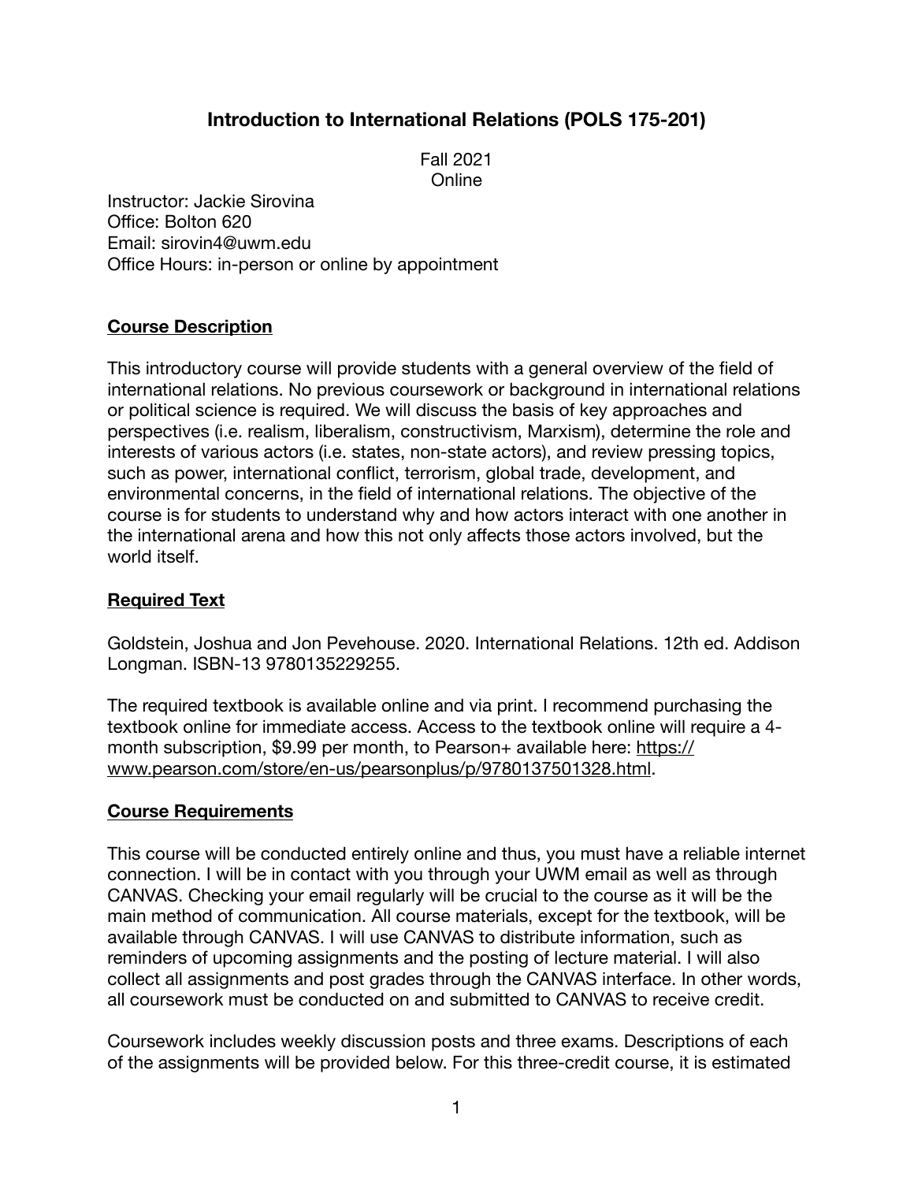# Introduction to International Relations (POLS 175-201)

Fall 2021
Online

Instructor: Jackie Sirovina
Office: Bolton 620
Email: sirovin4@uwm.edu
Office Hours: in-person or online by appointment

## Course Description

This introductory course will provide students with a general overview of the field of international relations. No previous coursework or background in international relations or political science is required. We will discuss the basis of key approaches and perspectives (i.e. realism, liberalism, constructivism, Marxism), determine the role and interests of various actors (i.e. states, non-state actors), and review pressing topics, such as power, international conflict, terrorism, global trade, development, and environmental concerns, in the field of international relations. The objective of the course is for students to understand why and how actors interact with one another in the international arena and how this not only affects those actors involved, but the world itself.

## Required Text

Goldstein, Joshua and Jon Pevehouse. 2020. International Relations. 12th ed. Addison Longman. ISBN-13 9780135229255.

The required textbook is available online and via print. I recommend purchasing the textbook online for immediate access. Access to the textbook online will require a 4-month subscription, $9.99 per month, to Pearson+ available here: https://www.pearson.com/store/en-us/pearsonplus/p/9780137501328.html.

## Course Requirements

This course will be conducted entirely online and thus, you must have a reliable internet connection. I will be in contact with you through your UWM email as well as through CANVAS. Checking your email regularly will be crucial to the course as it will be the main method of communication. All course materials, except for the textbook, will be available through CANVAS. I will use CANVAS to distribute information, such as reminders of upcoming assignments and the posting of lecture material. I will also collect all assignments and post grades through the CANVAS interface. In other words, all coursework must be conducted on and submitted to CANVAS to receive credit.

Coursework includes weekly discussion posts and three exams. Descriptions of each of the assignments will be provided below. For this three-credit course, it is estimated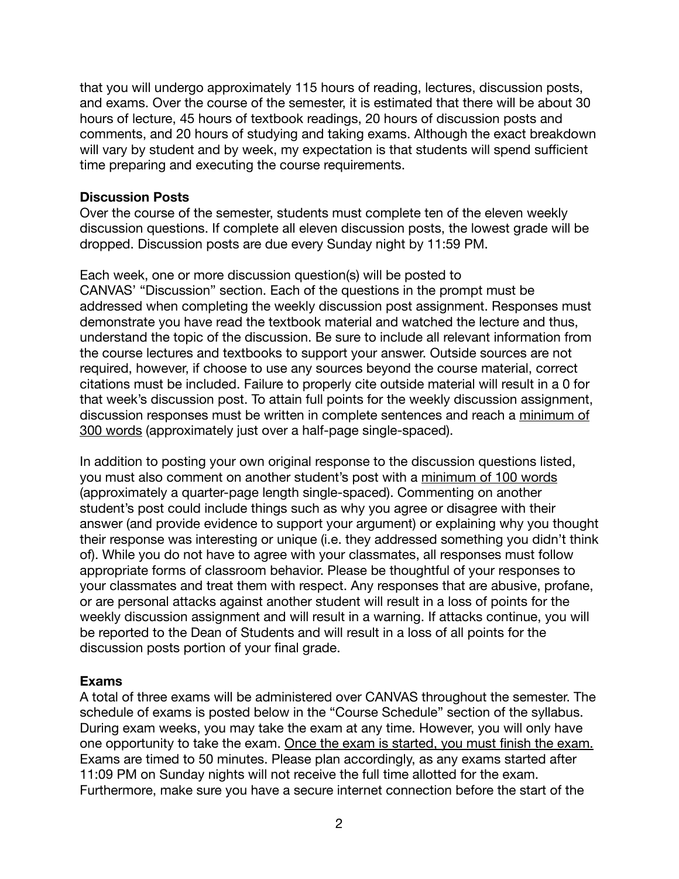that you will undergo approximately 115 hours of reading, lectures, discussion posts, and exams. Over the course of the semester, it is estimated that there will be about 30 hours of lecture, 45 hours of textbook readings, 20 hours of discussion posts and comments, and 20 hours of studying and taking exams. Although the exact breakdown will vary by student and by week, my expectation is that students will spend sufficient time preparing and executing the course requirements.

**Discussion Posts**

Over the course of the semester, students must complete ten of the eleven weekly discussion questions. If complete all eleven discussion posts, the lowest grade will be dropped. Discussion posts are due every Sunday night by 11:59 PM.

Each week, one or more discussion question(s) will be posted to CANVAS' "Discussion" section. Each of the questions in the prompt must be addressed when completing the weekly discussion post assignment. Responses must demonstrate you have read the textbook material and watched the lecture and thus, understand the topic of the discussion. Be sure to include all relevant information from the course lectures and textbooks to support your answer. Outside sources are not required, however, if choose to use any sources beyond the course material, correct citations must be included. Failure to properly cite outside material will result in a 0 for that week's discussion post. To attain full points for the weekly discussion assignment, discussion responses must be written in complete sentences and reach a <u>minimum of 300 words</u> (approximately just over a half-page single-spaced).

In addition to posting your own original response to the discussion questions listed, you must also comment on another student's post with a <u>minimum of 100 words</u> (approximately a quarter-page length single-spaced). Commenting on another student's post could include things such as why you agree or disagree with their answer (and provide evidence to support your argument) or explaining why you thought their response was interesting or unique (i.e. they addressed something you didn't think of). While you do not have to agree with your classmates, all responses must follow appropriate forms of classroom behavior. Please be thoughtful of your responses to your classmates and treat them with respect. Any responses that are abusive, profane, or are personal attacks against another student will result in a loss of points for the weekly discussion assignment and will result in a warning. If attacks continue, you will be reported to the Dean of Students and will result in a loss of all points for the discussion posts portion of your final grade.

**Exams**

A total of three exams will be administered over CANVAS throughout the semester. The schedule of exams is posted below in the "Course Schedule" section of the syllabus. During exam weeks, you may take the exam at any time. However, you will only have one opportunity to take the exam. <u>Once the exam is started, you must finish the exam.</u> Exams are timed to 50 minutes. Please plan accordingly, as any exams started after 11:09 PM on Sunday nights will not receive the full time allotted for the exam. Furthermore, make sure you have a secure internet connection before the start of the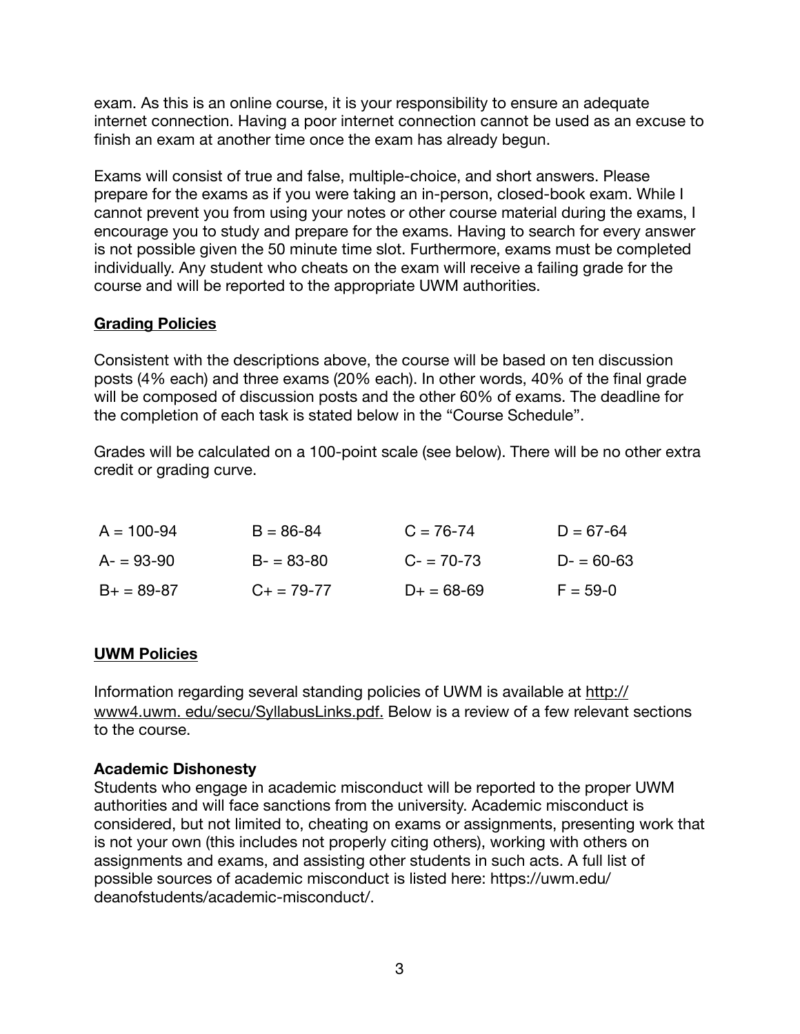exam. As this is an online course, it is your responsibility to ensure an adequate internet connection. Having a poor internet connection cannot be used as an excuse to finish an exam at another time once the exam has already begun.

Exams will consist of true and false, multiple-choice, and short answers. Please prepare for the exams as if you were taking an in-person, closed-book exam. While I cannot prevent you from using your notes or other course material during the exams, I encourage you to study and prepare for the exams. Having to search for every answer is not possible given the 50 minute time slot. Furthermore, exams must be completed individually. Any student who cheats on the exam will receive a failing grade for the course and will be reported to the appropriate UWM authorities.

## Grading Policies

Consistent with the descriptions above, the course will be based on ten discussion posts (4% each) and three exams (20% each). In other words, 40% of the final grade will be composed of discussion posts and the other 60% of exams. The deadline for the completion of each task is stated below in the "Course Schedule".

Grades will be calculated on a 100-point scale (see below). There will be no other extra credit or grading curve.

| | | | |
|---|---|---|---|
| A = 100-94 | B = 86-84 | C = 76-74 | D = 67-64 |
| A- = 93-90 | B- = 83-80 | C- = 70-73 | D- = 60-63 |
| B+ = 89-87 | C+ = 79-77 | D+ = 68-69 | F = 59-0 |

## UWM Policies

Information regarding several standing policies of UWM is available at http://www4.uwm.edu/secu/SyllabusLinks.pdf. Below is a review of a few relevant sections to the course.

### Academic Dishonesty

Students who engage in academic misconduct will be reported to the proper UWM authorities and will face sanctions from the university. Academic misconduct is considered, but not limited to, cheating on exams or assignments, presenting work that is not your own (this includes not properly citing others), working with others on assignments and exams, and assisting other students in such acts. A full list of possible sources of academic misconduct is listed here: https://uwm.edu/deanofstudents/academic-misconduct/.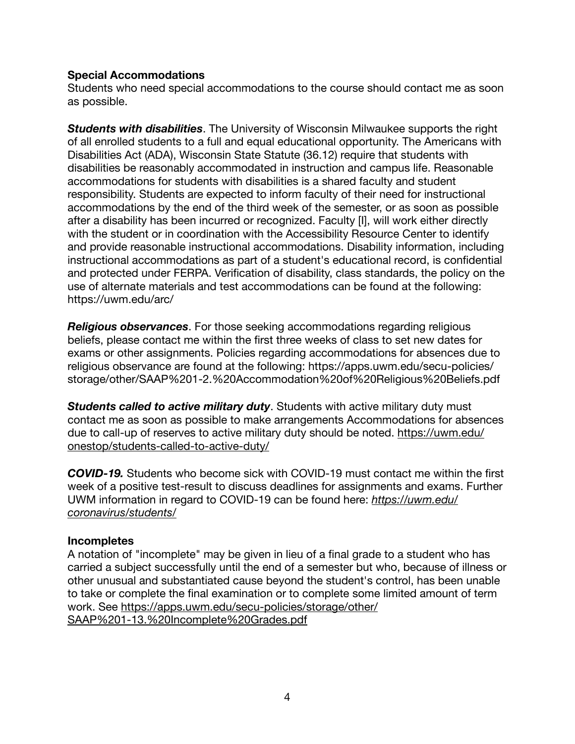**Special Accommodations**
Students who need special accommodations to the course should contact me as soon as possible.

***Students with disabilities***. The University of Wisconsin Milwaukee supports the right of all enrolled students to a full and equal educational opportunity. The Americans with Disabilities Act (ADA), Wisconsin State Statute (36.12) require that students with disabilities be reasonably accommodated in instruction and campus life. Reasonable accommodations for students with disabilities is a shared faculty and student responsibility. Students are expected to inform faculty of their need for instructional accommodations by the end of the third week of the semester, or as soon as possible after a disability has been incurred or recognized. Faculty [I], will work either directly with the student or in coordination with the Accessibility Resource Center to identify and provide reasonable instructional accommodations. Disability information, including instructional accommodations as part of a student's educational record, is confidential and protected under FERPA. Verification of disability, class standards, the policy on the use of alternate materials and test accommodations can be found at the following: https://uwm.edu/arc/

***Religious observances***. For those seeking accommodations regarding religious beliefs, please contact me within the first three weeks of class to set new dates for exams or other assignments. Policies regarding accommodations for absences due to religious observance are found at the following: https://apps.uwm.edu/secu-policies/storage/other/SAAP%201-2.%20Accommodation%20of%20Religious%20Beliefs.pdf

***Students called to active military duty***. Students with active military duty must contact me as soon as possible to make arrangements Accommodations for absences due to call-up of reserves to active military duty should be noted. https://uwm.edu/onestop/students-called-to-active-duty/

***COVID-19.*** Students who become sick with COVID-19 must contact me within the first week of a positive test-result to discuss deadlines for assignments and exams. Further UWM information in regard to COVID-19 can be found here: *https://uwm.edu/coronavirus/students/*

**Incompletes**
A notation of "incomplete" may be given in lieu of a final grade to a student who has carried a subject successfully until the end of a semester but who, because of illness or other unusual and substantiated cause beyond the student's control, has been unable to take or complete the final examination or to complete some limited amount of term work. See https://apps.uwm.edu/secu-policies/storage/other/SAAP%201-13.%20Incomplete%20Grades.pdf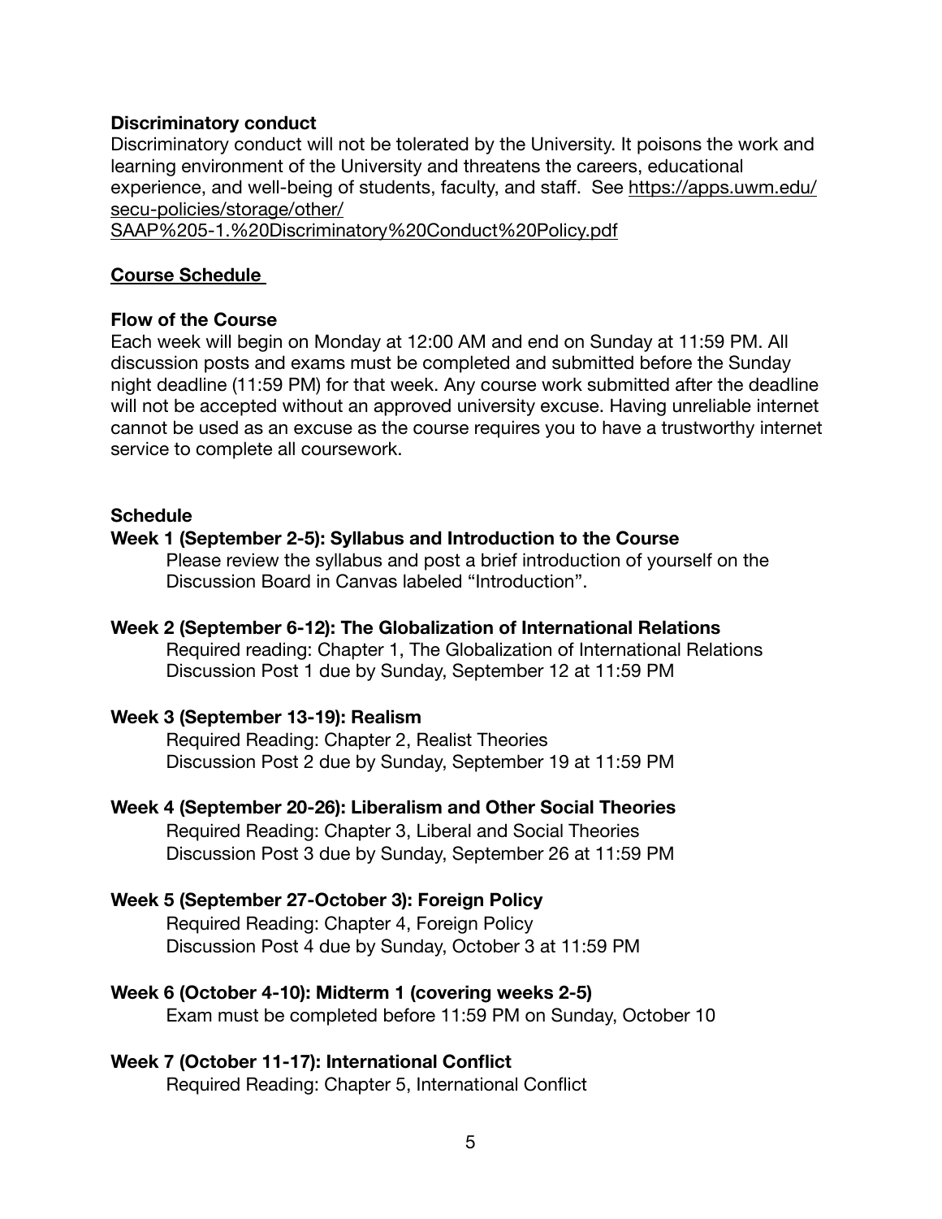**Discriminatory conduct**

Discriminatory conduct will not be tolerated by the University. It poisons the work and learning environment of the University and threatens the careers, educational experience, and well-being of students, faculty, and staff. See https://apps.uwm.edu/secu-policies/storage/other/SAAP%205-1.%20Discriminatory%20Conduct%20Policy.pdf

## Course Schedule

**Flow of the Course**

Each week will begin on Monday at 12:00 AM and end on Sunday at 11:59 PM. All discussion posts and exams must be completed and submitted before the Sunday night deadline (11:59 PM) for that week. Any course work submitted after the deadline will not be accepted without an approved university excuse. Having unreliable internet cannot be used as an excuse as the course requires you to have a trustworthy internet service to complete all coursework.

**Schedule**

**Week 1 (September 2-5): Syllabus and Introduction to the Course**

Please review the syllabus and post a brief introduction of yourself on the Discussion Board in Canvas labeled "Introduction".

**Week 2 (September 6-12): The Globalization of International Relations**

Required reading: Chapter 1, The Globalization of International Relations
Discussion Post 1 due by Sunday, September 12 at 11:59 PM

**Week 3 (September 13-19): Realism**

Required Reading: Chapter 2, Realist Theories
Discussion Post 2 due by Sunday, September 19 at 11:59 PM

**Week 4 (September 20-26): Liberalism and Other Social Theories**

Required Reading: Chapter 3, Liberal and Social Theories
Discussion Post 3 due by Sunday, September 26 at 11:59 PM

**Week 5 (September 27-October 3): Foreign Policy**

Required Reading: Chapter 4, Foreign Policy
Discussion Post 4 due by Sunday, October 3 at 11:59 PM

**Week 6 (October 4-10): Midterm 1 (covering weeks 2-5)**

Exam must be completed before 11:59 PM on Sunday, October 10

**Week 7 (October 11-17): International Conflict**

Required Reading: Chapter 5, International Conflict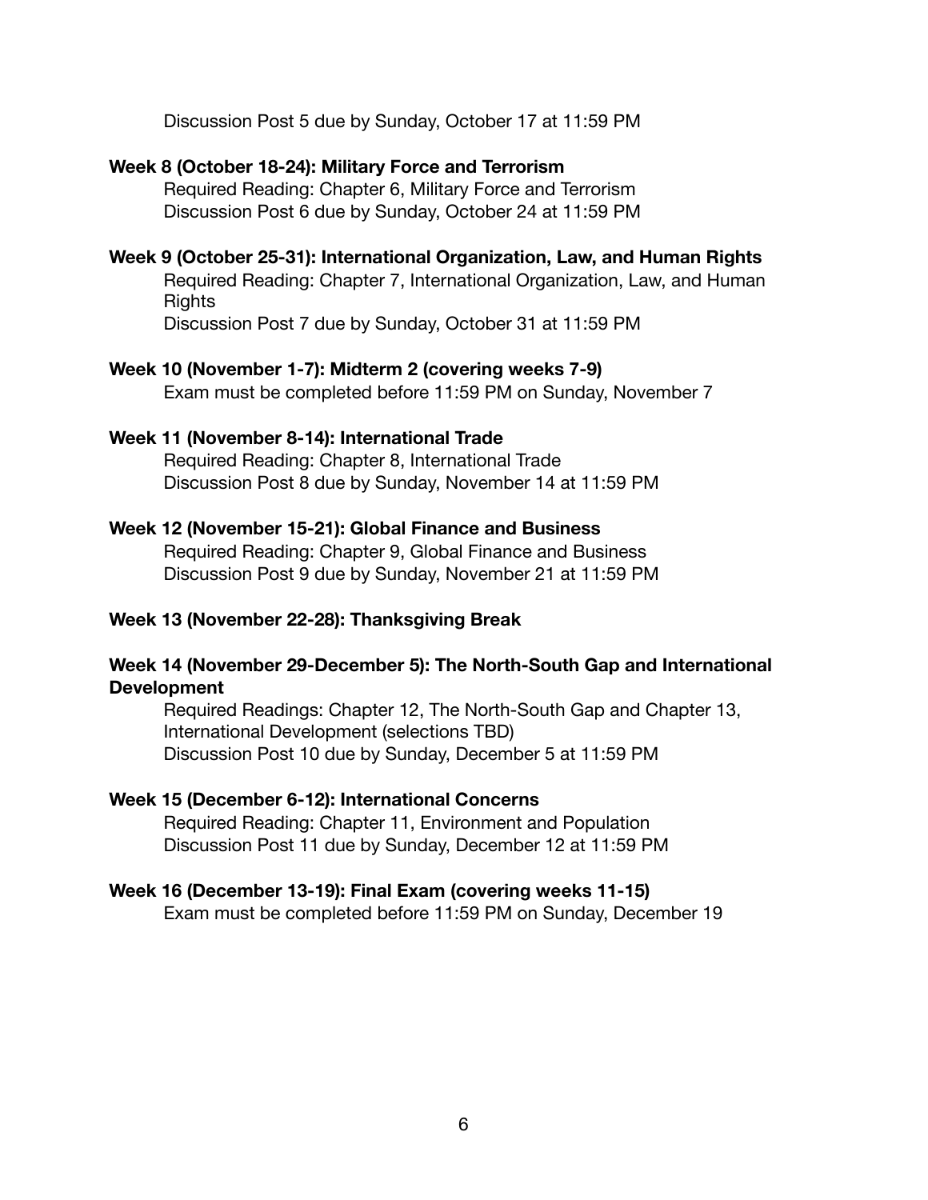Discussion Post 5 due by Sunday, October 17 at 11:59 PM

**Week 8 (October 18-24): Military Force and Terrorism**

Required Reading: Chapter 6, Military Force and Terrorism
Discussion Post 6 due by Sunday, October 24 at 11:59 PM

**Week 9 (October 25-31): International Organization, Law, and Human Rights**

Required Reading: Chapter 7, International Organization, Law, and Human Rights
Discussion Post 7 due by Sunday, October 31 at 11:59 PM

**Week 10 (November 1-7): Midterm 2 (covering weeks 7-9)**

Exam must be completed before 11:59 PM on Sunday, November 7

**Week 11 (November 8-14): International Trade**

Required Reading: Chapter 8, International Trade
Discussion Post 8 due by Sunday, November 14 at 11:59 PM

**Week 12 (November 15-21): Global Finance and Business**

Required Reading: Chapter 9, Global Finance and Business
Discussion Post 9 due by Sunday, November 21 at 11:59 PM

**Week 13 (November 22-28): Thanksgiving Break**

**Week 14 (November 29-December 5): The North-South Gap and International Development**

Required Readings: Chapter 12, The North-South Gap and Chapter 13, International Development (selections TBD)
Discussion Post 10 due by Sunday, December 5 at 11:59 PM

**Week 15 (December 6-12): International Concerns**

Required Reading: Chapter 11, Environment and Population
Discussion Post 11 due by Sunday, December 12 at 11:59 PM

**Week 16 (December 13-19): Final Exam (covering weeks 11-15)**

Exam must be completed before 11:59 PM on Sunday, December 19